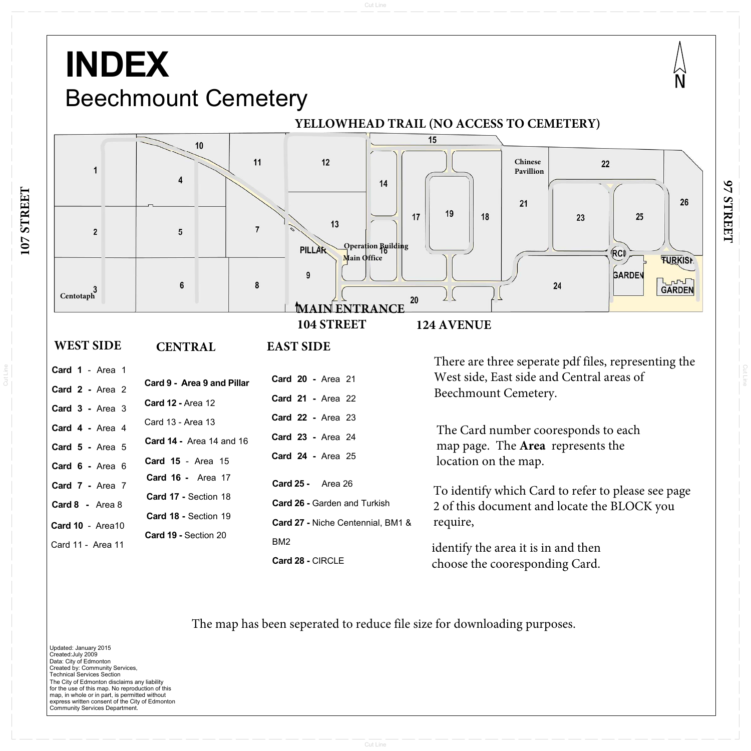# INDEX

## Beechmount Cemetery

YELLOWHEAD TRAIL (NO ACCESS TO CEMETERY)

107 STREET

97 STREET

MAIN ENTRANCE

104 STREET

124 AVENUE

### WEST SIDE

**Card 1** - Area 1

**Card 2 -** Area 2

**Card 3 -** Area 3

**Card 4 -** Area 4

**Card 5 -** Area 5

**Card 6 -** Area 6

**Card 7 -** Area 7

**Card 8 -** Area 8

**Card 10** - Area10

Card 11 - Area 11

### CENTRAL

**Card 9 - Area 9 and Pillar**

**Card 12 -** Area 12

Card 13 - Area 13

**Card 14 -** Area 14 and 16

**Card 15** - Area 15

**Card 16 -** Area 17

**Card 17 -** Section 18

**Card 18 -** Section 19

**Card 19 -** Section 20

### EAST SIDE

**Card 20 -** Area 21

**Card 21 -** Area 22

**Card 22 -** Area 23

**Card 23 -** Area 24

**Card 24 -** Area 25

**Card 25 -** Area 26

**Card 26 -** Garden and Turkish

**Card 27 -** Niche Centennial, BM1 & BM2

**Card 28 -** CIRCLE

There are three seperate pdf files, representing the West side, East side and Central areas of Beechmount Cemetery.

The Card number cooresponds to each map page. The **Area** represents the location on the map.

To identify which Card to refer to please see page 2 of this document and locate the BLOCK you require,

identify the area it is in and then choose the cooresponding Card.

The map has been seperated to reduce file size for downloading purposes.

Updated: January 2015
Created:July 2009
Data: City of Edmonton
Created by: Community Services, Technical Services Section
The City of Edmonton disclaims any liability for the use of this map. No reproduction of this map, in whole or in part, is permitted without express written consent of the City of Edmonton Community Services Department.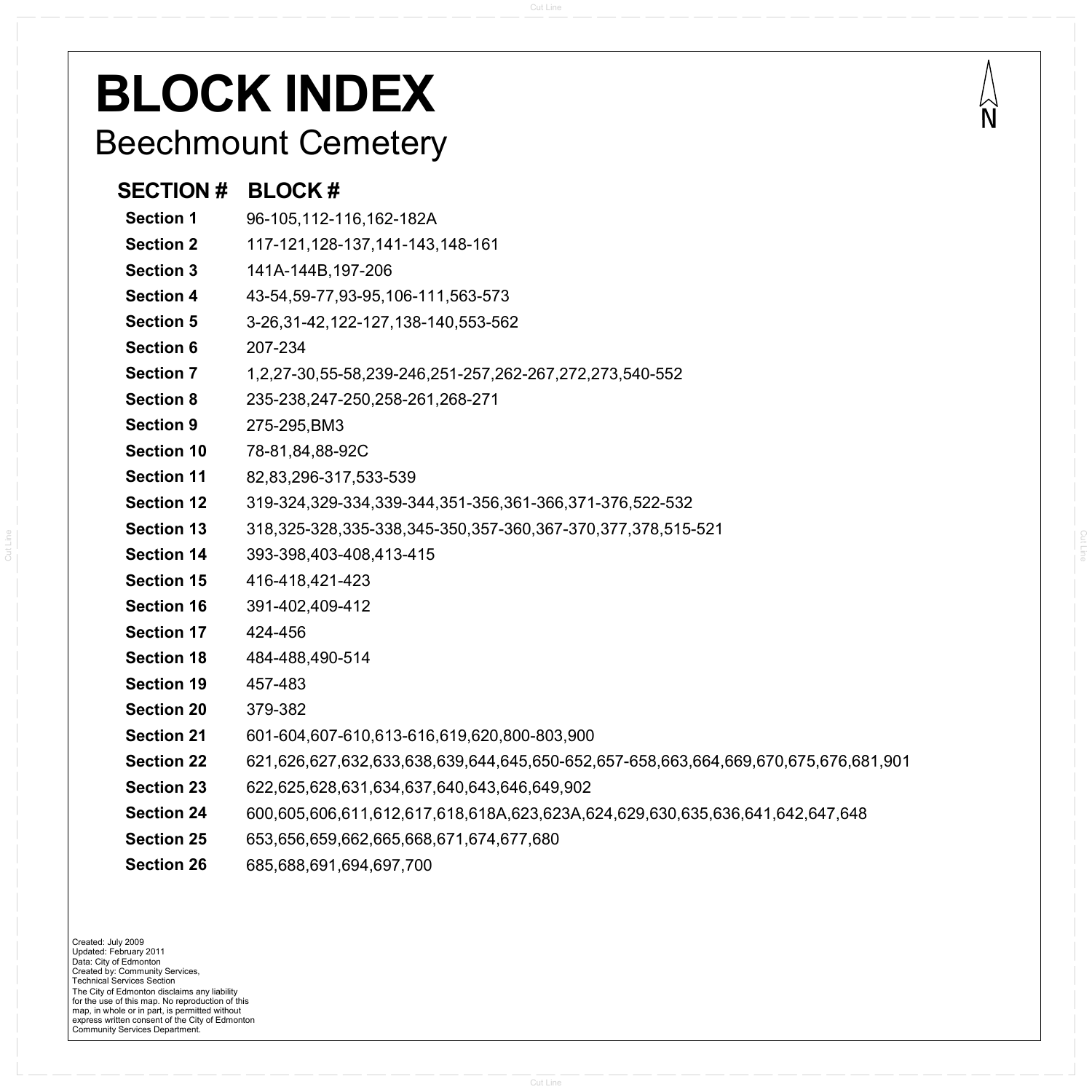# BLOCK INDEX

## Beechmount Cemetery

N

| SECTION # | BLOCK # |
| --- | --- |
| Section 1 | 96-105,112-116,162-182A |
| Section 2 | 117-121,128-137,141-143,148-161 |
| Section 3 | 141A-144B,197-206 |
| Section 4 | 43-54,59-77,93-95,106-111,563-573 |
| Section 5 | 3-26,31-42,122-127,138-140,553-562 |
| Section 6 | 207-234 |
| Section 7 | 1,2,27-30,55-58,239-246,251-257,262-267,272,273,540-552 |
| Section 8 | 235-238,247-250,258-261,268-271 |
| Section 9 | 275-295,BM3 |
| Section 10 | 78-81,84,88-92C |
| Section 11 | 82,83,296-317,533-539 |
| Section 12 | 319-324,329-334,339-344,351-356,361-366,371-376,522-532 |
| Section 13 | 318,325-328,335-338,345-350,357-360,367-370,377,378,515-521 |
| Section 14 | 393-398,403-408,413-415 |
| Section 15 | 416-418,421-423 |
| Section 16 | 391-402,409-412 |
| Section 17 | 424-456 |
| Section 18 | 484-488,490-514 |
| Section 19 | 457-483 |
| Section 20 | 379-382 |
| Section 21 | 601-604,607-610,613-616,619,620,800-803,900 |
| Section 22 | 621,626,627,632,633,638,639,644,645,650-652,657-658,663,664,669,670,675,676,681,901 |
| Section 23 | 622,625,628,631,634,637,640,643,646,649,902 |
| Section 24 | 600,605,606,611,612,617,618,618A,623,623A,624,629,630,635,636,641,642,647,648 |
| Section 25 | 653,656,659,662,665,668,671,674,677,680 |
| Section 26 | 685,688,691,694,697,700 |

Created: July 2009
Updated: February 2011
Data: City of Edmonton
Created by: Community Services,
Technical Services Section
The City of Edmonton disclaims any liability for the use of this map. No reproduction of this map, in whole or in part, is permitted without express written consent of the City of Edmonton Community Services Department.